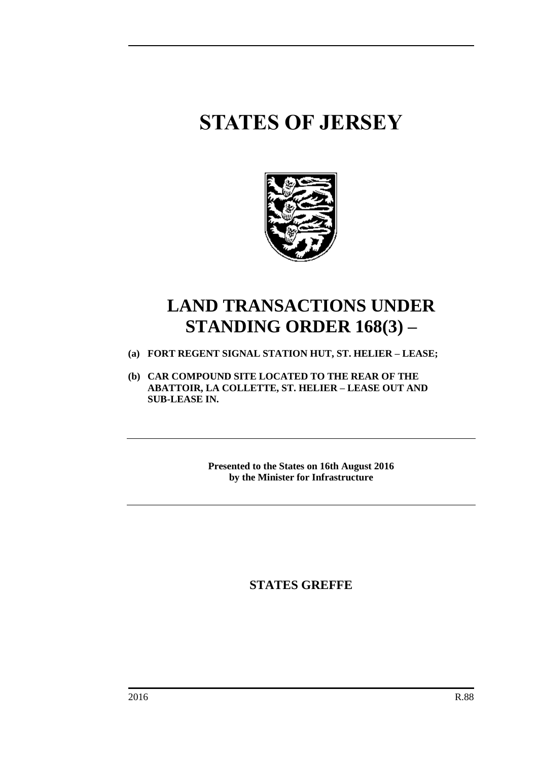# STATES OF JERSEY

# LAND TRANSACTIONS UNDER STANDING ORDER 168(3) –

**(a) FORT REGENT SIGNAL STATION HUT, ST. HELIER – LEASE;**

**(b) CAR COMPOUND SITE LOCATED TO THE REAR OF THE ABATTOIR, LA COLLETTE, ST. HELIER – LEASE OUT AND SUB-LEASE IN.**

---

**Presented to the States on 16th August 2016 by the Minister for Infrastructure**

---

**STATES GREFFE**

2016 R.88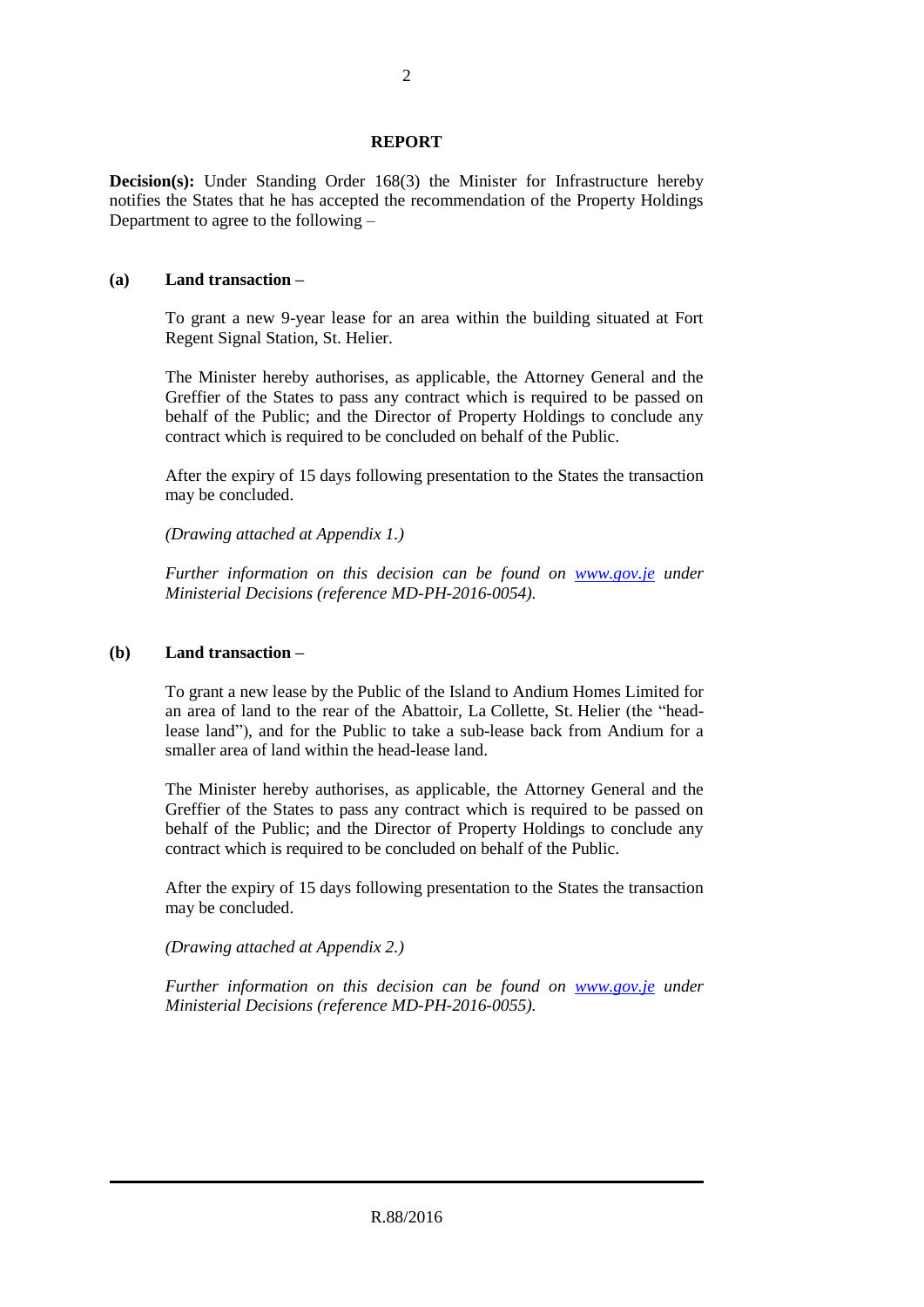## REPORT

**Decision(s):** Under Standing Order 168(3) the Minister for Infrastructure hereby notifies the States that he has accepted the recommendation of the Property Holdings Department to agree to the following –

**(a) Land transaction –**

To grant a new 9-year lease for an area within the building situated at Fort Regent Signal Station, St. Helier.

The Minister hereby authorises, as applicable, the Attorney General and the Greffier of the States to pass any contract which is required to be passed on behalf of the Public; and the Director of Property Holdings to conclude any contract which is required to be concluded on behalf of the Public.

After the expiry of 15 days following presentation to the States the transaction may be concluded.

*(Drawing attached at Appendix 1.)*

*Further information on this decision can be found on [www.gov.je](http://www.gov.je) under Ministerial Decisions (reference MD-PH-2016-0054).*

**(b) Land transaction –**

To grant a new lease by the Public of the Island to Andium Homes Limited for an area of land to the rear of the Abattoir, La Collette, St. Helier (the "head-lease land"), and for the Public to take a sub-lease back from Andium for a smaller area of land within the head-lease land.

The Minister hereby authorises, as applicable, the Attorney General and the Greffier of the States to pass any contract which is required to be passed on behalf of the Public; and the Director of Property Holdings to conclude any contract which is required to be concluded on behalf of the Public.

After the expiry of 15 days following presentation to the States the transaction may be concluded.

*(Drawing attached at Appendix 2.)*

*Further information on this decision can be found on [www.gov.je](http://www.gov.je) under Ministerial Decisions (reference MD-PH-2016-0055).*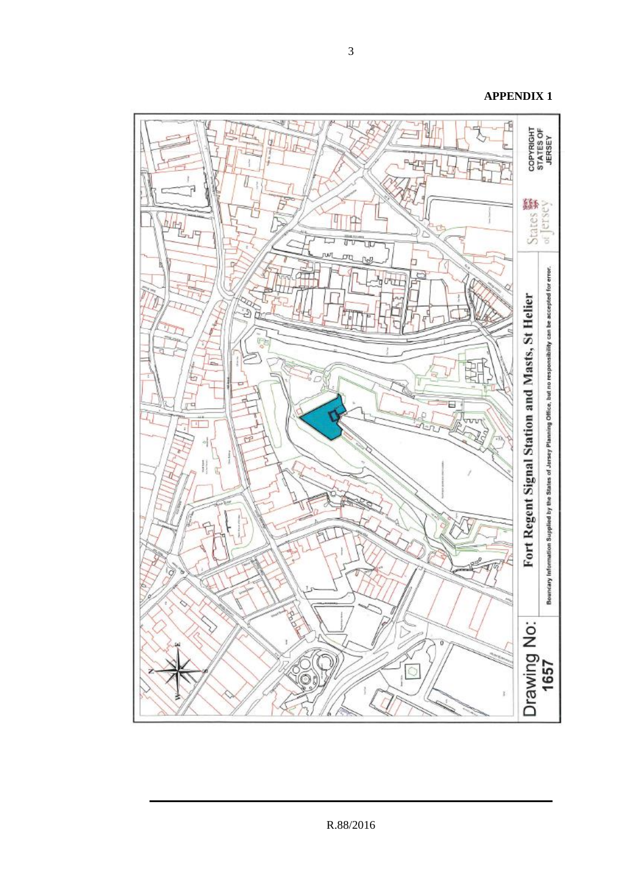**APPENDIX 1**

Fort Regent Signal Station and Masts, St Helier

Drawing No: 1657

Boundary Information Supplied by the States of Jersey Planning Office, but no responsibility can be accepted for error.

COPYRIGHT STATES OF JERSEY

States of Jersey

R.88/2016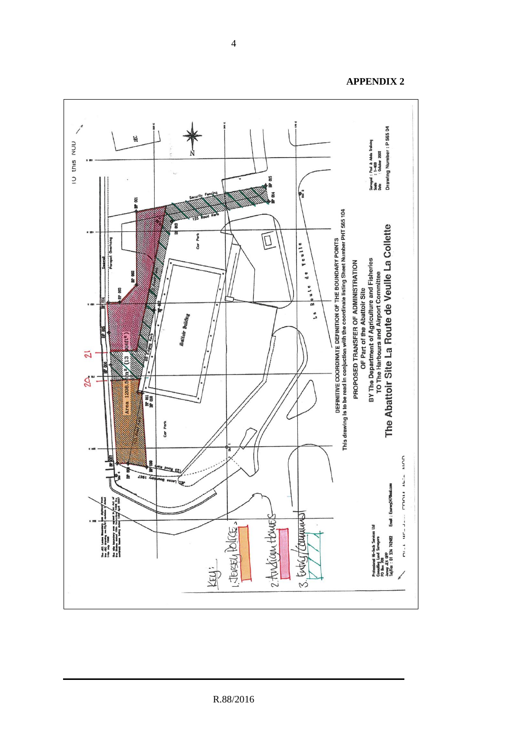**APPENDIX 2**

DEFINITIVE COORDINATE DEFINITION OF THE BOUNDARY POINTS

This drawing is to be read in conjuction with the coordinate listing Sheet Number PHT 565 104

PROPOSED TRANSFER OF ADMINISTRATION

OF Part of the Abattoir Site

BY The Department of Agriculture and Fisheries

TO The Harbours and Airport Committee

The Abattoir Site La Route de Veulle La Collette

Surveyed : Paul & Adele Trafinney
Scale : 1–400
Date : October 2002

Drawing Number : P 565 04

Professional Hi-Tech Services Ltd
Consulting Land Surveyors
PO Box 789
Jersey JE4 0PP
Tel/Fax : 01 534 742482

Email : Esurvey247@aol.com

Key:

1. Jersey Police

2. Andium Homes

3. Entity / Community

Area 1208.6m² (13 Vergées)

Abattoir Building

Car Park

La Route de Veulle

Security Fencing

125 Road Kerb

JEC Lease Boundary 1967

20

21